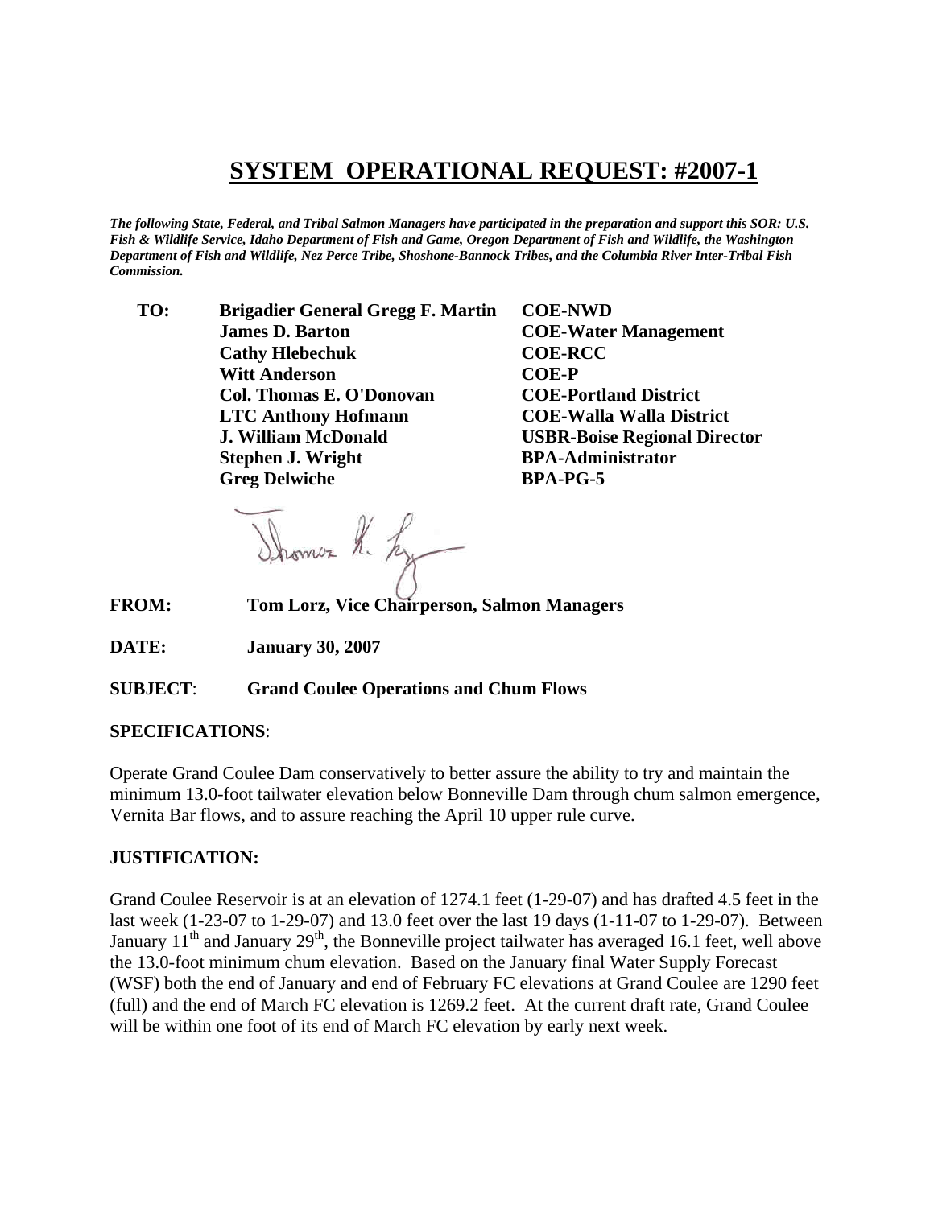# SYSTEM OPERATIONAL REQUEST: #2007-1

***The following State, Federal, and Tribal Salmon Managers have participated in the preparation and support this SOR: U.S. Fish & Wildlife Service, Idaho Department of Fish and Game, Oregon Department of Fish and Wildlife, the Washington Department of Fish and Wildlife, Nez Perce Tribe, Shoshone-Bannock Tribes, and the Columbia River Inter-Tribal Fish Commission.***

| TO: | | |
|---|---|---|
| | **Brigadier General Gregg F. Martin** | **COE-NWD** |
| | **James D. Barton** | **COE-Water Management** |
| | **Cathy Hlebechuk** | **COE-RCC** |
| | **Witt Anderson** | **COE-P** |
| | **Col. Thomas E. O'Donovan** | **COE-Portland District** |
| | **LTC Anthony Hofmann** | **COE-Walla Walla District** |
| | **J. William McDonald** | **USBR-Boise Regional Director** |
| | **Stephen J. Wright** | **BPA-Administrator** |
| | **Greg Delwiche** | **BPA-PG-5** |

**FROM:** **Tom Lorz, Vice Chairperson, Salmon Managers**

**DATE:** **January 30, 2007**

**SUBJECT**: **Grand Coulee Operations and Chum Flows**

**SPECIFICATIONS**:

Operate Grand Coulee Dam conservatively to better assure the ability to try and maintain the minimum 13.0-foot tailwater elevation below Bonneville Dam through chum salmon emergence, Vernita Bar flows, and to assure reaching the April 10 upper rule curve.

**JUSTIFICATION:**

Grand Coulee Reservoir is at an elevation of 1274.1 feet (1-29-07) and has drafted 4.5 feet in the last week (1-23-07 to 1-29-07) and 13.0 feet over the last 19 days (1-11-07 to 1-29-07). Between January 11th and January 29th, the Bonneville project tailwater has averaged 16.1 feet, well above the 13.0-foot minimum chum elevation. Based on the January final Water Supply Forecast (WSF) both the end of January and end of February FC elevations at Grand Coulee are 1290 feet (full) and the end of March FC elevation is 1269.2 feet. At the current draft rate, Grand Coulee will be within one foot of its end of March FC elevation by early next week.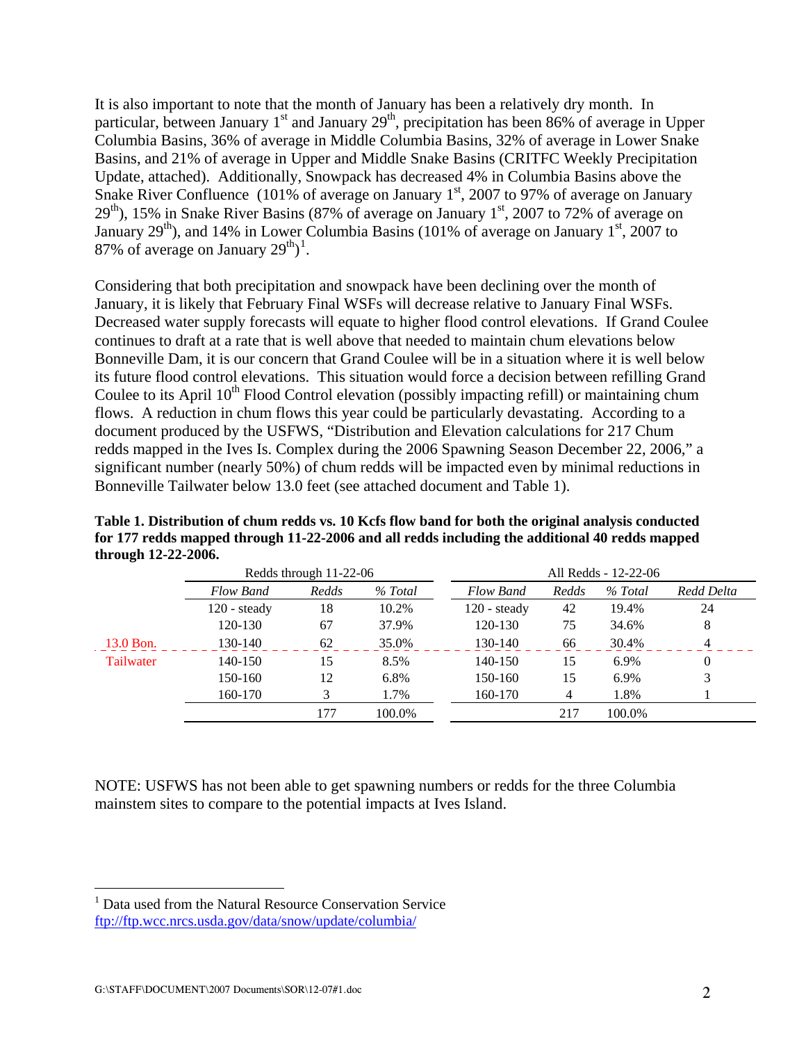It is also important to note that the month of January has been a relatively dry month. In particular, between January 1st and January 29th, precipitation has been 86% of average in Upper Columbia Basins, 36% of average in Middle Columbia Basins, 32% of average in Lower Snake Basins, and 21% of average in Upper and Middle Snake Basins (CRITFC Weekly Precipitation Update, attached). Additionally, Snowpack has decreased 4% in Columbia Basins above the Snake River Confluence (101% of average on January 1st, 2007 to 97% of average on January 29th), 15% in Snake River Basins (87% of average on January 1st, 2007 to 72% of average on January 29th), and 14% in Lower Columbia Basins (101% of average on January 1st, 2007 to 87% of average on January 29th)[1].

Considering that both precipitation and snowpack have been declining over the month of January, it is likely that February Final WSFs will decrease relative to January Final WSFs. Decreased water supply forecasts will equate to higher flood control elevations. If Grand Coulee continues to draft at a rate that is well above that needed to maintain chum elevations below Bonneville Dam, it is our concern that Grand Coulee will be in a situation where it is well below its future flood control elevations. This situation would force a decision between refilling Grand Coulee to its April 10th Flood Control elevation (possibly impacting refill) or maintaining chum flows. A reduction in chum flows this year could be particularly devastating. According to a document produced by the USFWS, "Distribution and Elevation calculations for 217 Chum redds mapped in the Ives Is. Complex during the 2006 Spawning Season December 22, 2006," a significant number (nearly 50%) of chum redds will be impacted even by minimal reductions in Bonneville Tailwater below 13.0 feet (see attached document and Table 1).

**Table 1. Distribution of chum redds vs. 10 Kcfs flow band for both the original analysis conducted for 177 redds mapped through 11-22-2006 and all redds including the additional 40 redds mapped through 12-22-2006.**

| | Redds through 11-22-06 | | | All Redds - 12-22-06 | | | |
|---|---|---|---|---|---|---|---|
| | *Flow Band* | *Redds* | *% Total* | *Flow Band* | *Redds* | *% Total* | *Redd Delta* |
| | 120 - steady | 18 | 10.2% | 120 - steady | 42 | 19.4% | 24 |
| | 120-130 | 67 | 37.9% | 120-130 | 75 | 34.6% | 8 |
| 13.0 Bon. | 130-140 | 62 | 35.0% | 130-140 | 66 | 30.4% | 4 |
| Tailwater | 140-150 | 15 | 8.5% | 140-150 | 15 | 6.9% | 0 |
| | 150-160 | 12 | 6.8% | 150-160 | 15 | 6.9% | 3 |
| | 160-170 | 3 | 1.7% | 160-170 | 4 | 1.8% | 1 |
| | | 177 | 100.0% | | 217 | 100.0% | |

NOTE: USFWS has not been able to get spawning numbers or redds for the three Columbia mainstem sites to compare to the potential impacts at Ives Island.

[1] Data used from the Natural Resource Conservation Service
ftp://ftp.wcc.nrcs.usda.gov/data/snow/update/columbia/

G:\STAFF\DOCUMENT\2007 Documents\SOR\12-07#1.doc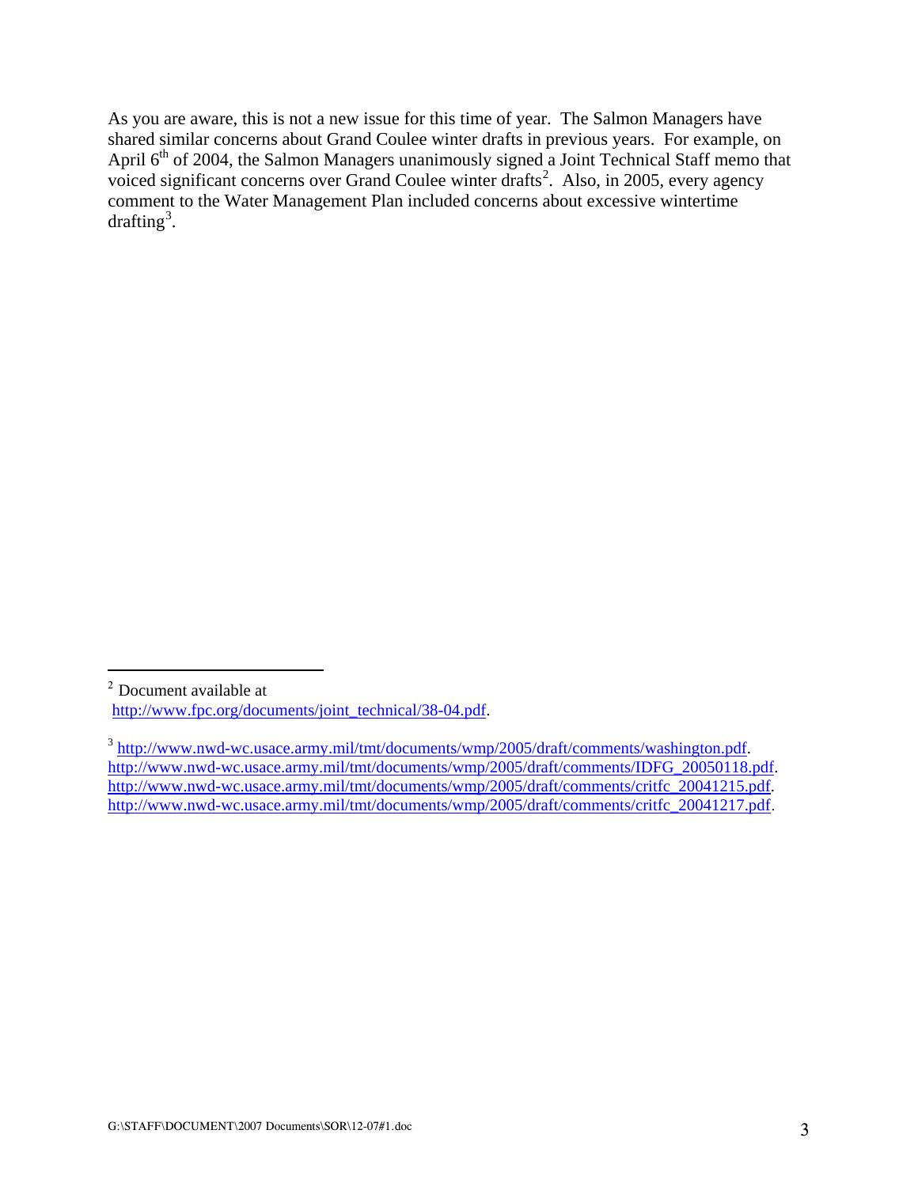As you are aware, this is not a new issue for this time of year. The Salmon Managers have shared similar concerns about Grand Coulee winter drafts in previous years. For example, on April 6th of 2004, the Salmon Managers unanimously signed a Joint Technical Staff memo that voiced significant concerns over Grand Coulee winter drafts[2]. Also, in 2005, every agency comment to the Water Management Plan included concerns about excessive wintertime drafting[3].

---

[2] Document available at http://www.fpc.org/documents/joint_technical/38-04.pdf.

[3] http://www.nwd-wc.usace.army.mil/tmt/documents/wmp/2005/draft/comments/washington.pdf. http://www.nwd-wc.usace.army.mil/tmt/documents/wmp/2005/draft/comments/IDFG_20050118.pdf. http://www.nwd-wc.usace.army.mil/tmt/documents/wmp/2005/draft/comments/critfc_20041215.pdf. http://www.nwd-wc.usace.army.mil/tmt/documents/wmp/2005/draft/comments/critfc_20041217.pdf.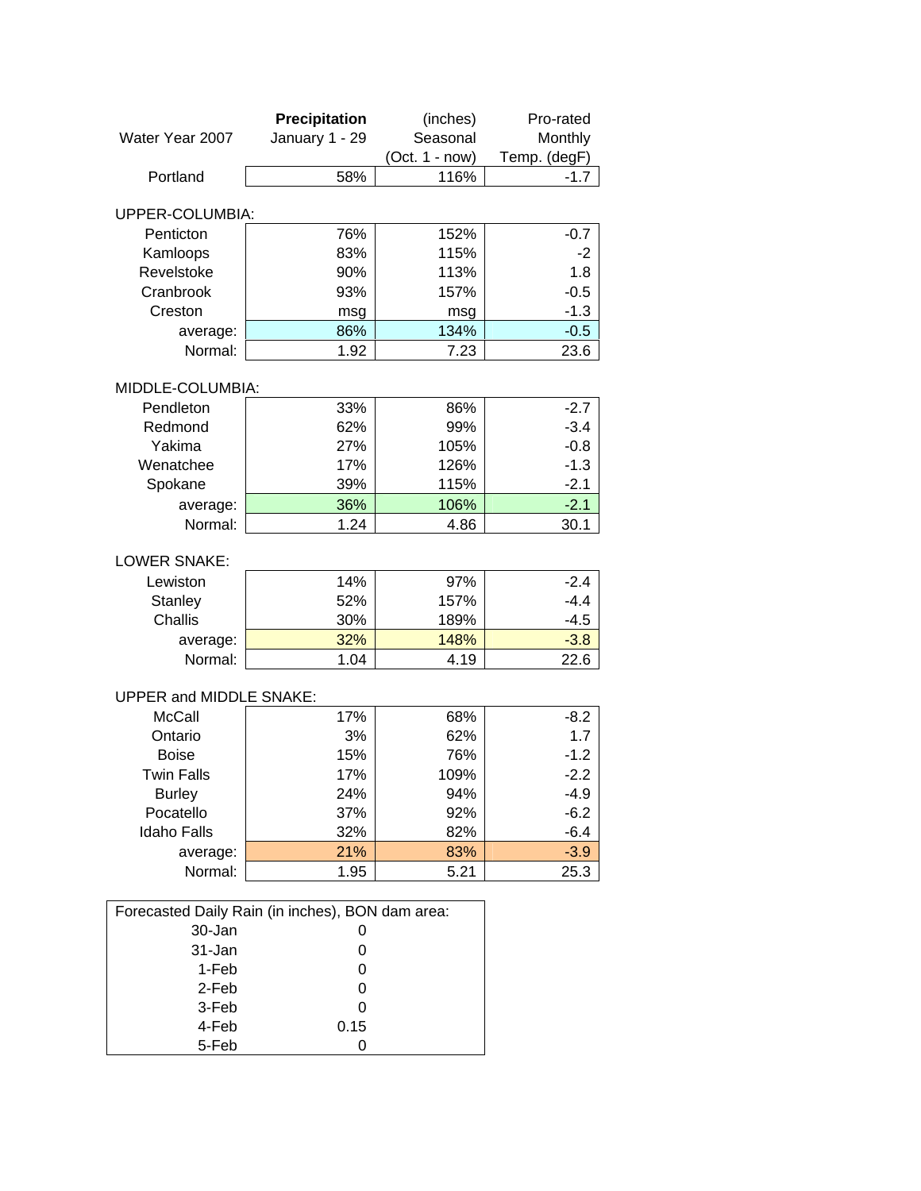| Water Year 2007 | **Precipitation** January 1 - 29 | (inches) Seasonal (Oct. 1 - now) | Pro-rated Monthly Temp. (degF) |
|---|---|---|---|
| Portland | 58% | 116% | -1.7 |
| **UPPER-COLUMBIA:** | | | |
| Penticton | 76% | 152% | -0.7 |
| Kamloops | 83% | 115% | -2 |
| Revelstoke | 90% | 113% | 1.8 |
| Cranbrook | 93% | 157% | -0.5 |
| Creston | msg | msg | -1.3 |
| average: | 86% | 134% | -0.5 |
| Normal: | 1.92 | 7.23 | 23.6 |
| **MIDDLE-COLUMBIA:** | | | |
| Pendleton | 33% | 86% | -2.7 |
| Redmond | 62% | 99% | -3.4 |
| Yakima | 27% | 105% | -0.8 |
| Wenatchee | 17% | 126% | -1.3 |
| Spokane | 39% | 115% | -2.1 |
| average: | 36% | 106% | -2.1 |
| Normal: | 1.24 | 4.86 | 30.1 |
| **LOWER SNAKE:** | | | |
| Lewiston | 14% | 97% | -2.4 |
| Stanley | 52% | 157% | -4.4 |
| Challis | 30% | 189% | -4.5 |
| average: | 32% | 148% | -3.8 |
| Normal: | 1.04 | 4.19 | 22.6 |
| **UPPER and MIDDLE SNAKE:** | | | |
| McCall | 17% | 68% | -8.2 |
| Ontario | 3% | 62% | 1.7 |
| Boise | 15% | 76% | -1.2 |
| Twin Falls | 17% | 109% | -2.2 |
| Burley | 24% | 94% | -4.9 |
| Pocatello | 37% | 92% | -6.2 |
| Idaho Falls | 32% | 82% | -6.4 |
| average: | 21% | 83% | -3.9 |
| Normal: | 1.95 | 5.21 | 25.3 |

| Forecasted Daily Rain (in inches), BON dam area: | |
|---|---|
| 30-Jan | 0 |
| 31-Jan | 0 |
| 1-Feb | 0 |
| 2-Feb | 0 |
| 3-Feb | 0 |
| 4-Feb | 0.15 |
| 5-Feb | 0 |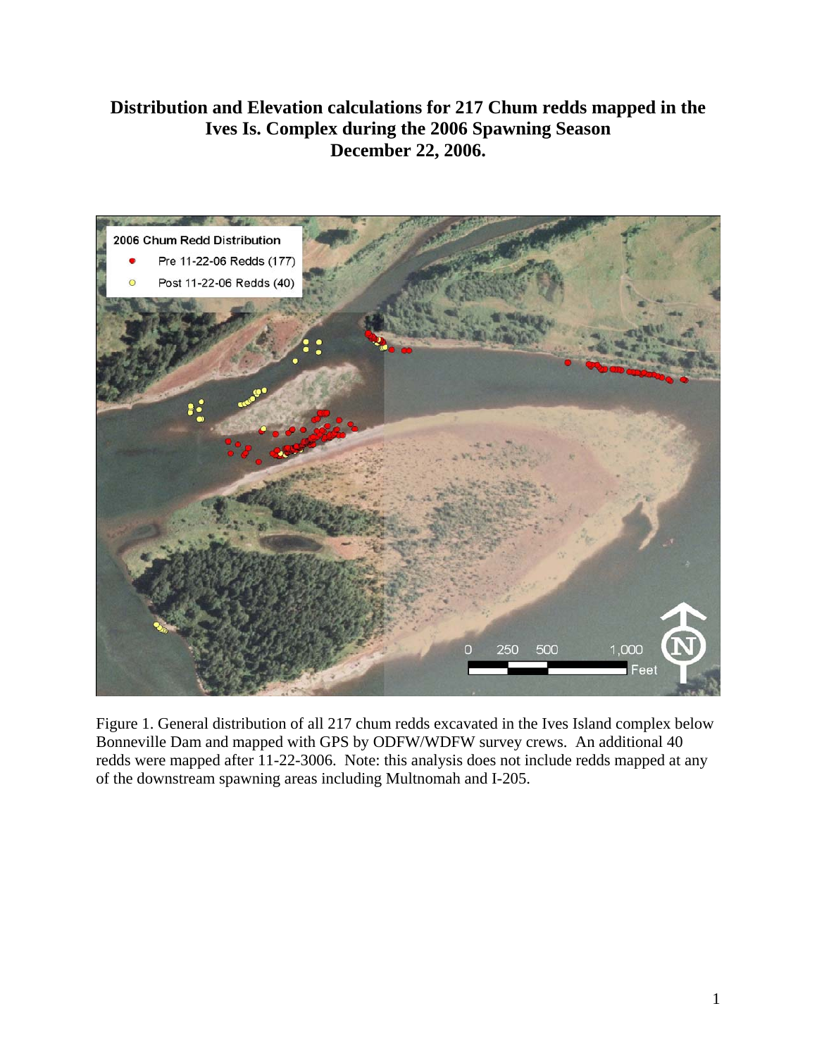# Distribution and Elevation calculations for 217 Chum redds mapped in the Ives Is. Complex during the 2006 Spawning Season December 22, 2006.

Figure 1. General distribution of all 217 chum redds excavated in the Ives Island complex below Bonneville Dam and mapped with GPS by ODFW/WDFW survey crews. An additional 40 redds were mapped after 11-22-3006. Note: this analysis does not include redds mapped at any of the downstream spawning areas including Multnomah and I-205.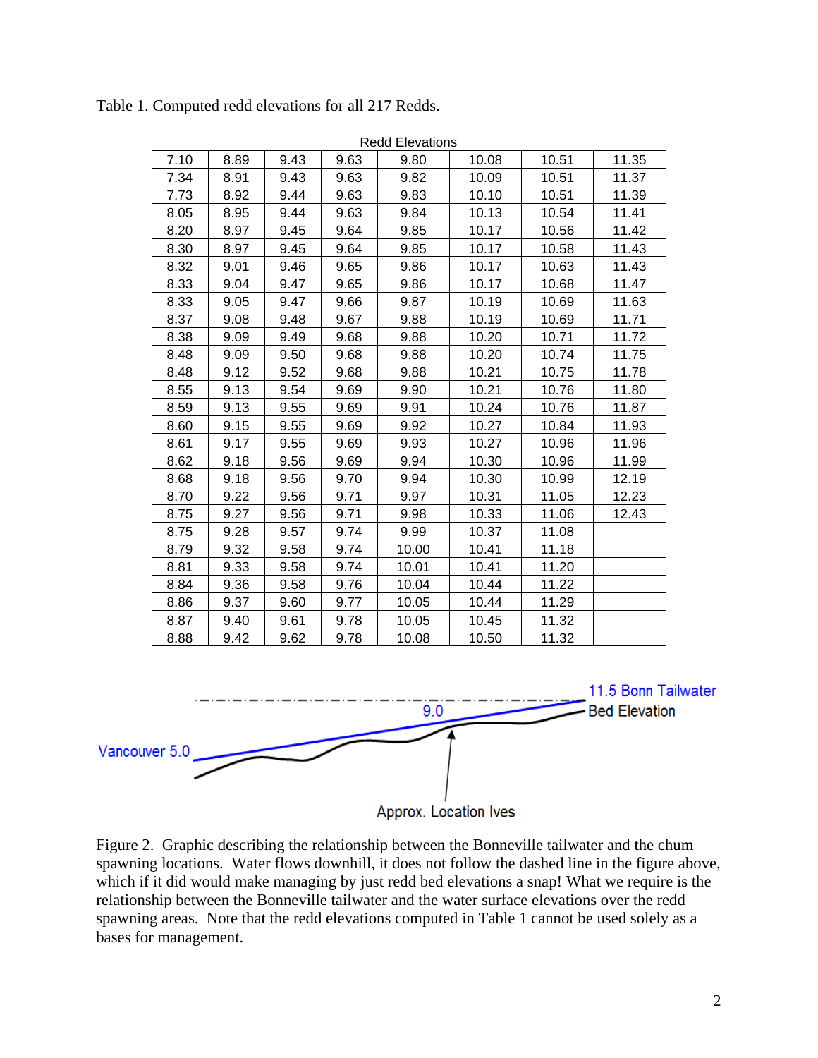Table 1. Computed redd elevations for all 217 Redds.

| Redd Elevations | | | | | | | |
|---|---|---|---|---|---|---|---|
| 7.10 | 8.89 | 9.43 | 9.63 | 9.80 | 10.08 | 10.51 | 11.35 |
| 7.34 | 8.91 | 9.43 | 9.63 | 9.82 | 10.09 | 10.51 | 11.37 |
| 7.73 | 8.92 | 9.44 | 9.63 | 9.83 | 10.10 | 10.51 | 11.39 |
| 8.05 | 8.95 | 9.44 | 9.63 | 9.84 | 10.13 | 10.54 | 11.41 |
| 8.20 | 8.97 | 9.45 | 9.64 | 9.85 | 10.17 | 10.56 | 11.42 |
| 8.30 | 8.97 | 9.45 | 9.64 | 9.85 | 10.17 | 10.58 | 11.43 |
| 8.32 | 9.01 | 9.46 | 9.65 | 9.86 | 10.17 | 10.63 | 11.43 |
| 8.33 | 9.04 | 9.47 | 9.65 | 9.86 | 10.17 | 10.68 | 11.47 |
| 8.33 | 9.05 | 9.47 | 9.66 | 9.87 | 10.19 | 10.69 | 11.63 |
| 8.37 | 9.08 | 9.48 | 9.67 | 9.88 | 10.19 | 10.69 | 11.71 |
| 8.38 | 9.09 | 9.49 | 9.68 | 9.88 | 10.20 | 10.71 | 11.72 |
| 8.48 | 9.09 | 9.50 | 9.68 | 9.88 | 10.20 | 10.74 | 11.75 |
| 8.48 | 9.12 | 9.52 | 9.68 | 9.88 | 10.21 | 10.75 | 11.78 |
| 8.55 | 9.13 | 9.54 | 9.69 | 9.90 | 10.21 | 10.76 | 11.80 |
| 8.59 | 9.13 | 9.55 | 9.69 | 9.91 | 10.24 | 10.76 | 11.87 |
| 8.60 | 9.15 | 9.55 | 9.69 | 9.92 | 10.27 | 10.84 | 11.93 |
| 8.61 | 9.17 | 9.55 | 9.69 | 9.93 | 10.27 | 10.96 | 11.96 |
| 8.62 | 9.18 | 9.56 | 9.69 | 9.94 | 10.30 | 10.96 | 11.99 |
| 8.68 | 9.18 | 9.56 | 9.70 | 9.94 | 10.30 | 10.99 | 12.19 |
| 8.70 | 9.22 | 9.56 | 9.71 | 9.97 | 10.31 | 11.05 | 12.23 |
| 8.75 | 9.27 | 9.56 | 9.71 | 9.98 | 10.33 | 11.06 | 12.43 |
| 8.75 | 9.28 | 9.57 | 9.74 | 9.99 | 10.37 | 11.08 | |
| 8.79 | 9.32 | 9.58 | 9.74 | 10.00 | 10.41 | 11.18 | |
| 8.81 | 9.33 | 9.58 | 9.74 | 10.01 | 10.41 | 11.20 | |
| 8.84 | 9.36 | 9.58 | 9.76 | 10.04 | 10.44 | 11.22 | |
| 8.86 | 9.37 | 9.60 | 9.77 | 10.05 | 10.44 | 11.29 | |
| 8.87 | 9.40 | 9.61 | 9.78 | 10.05 | 10.45 | 11.32 | |
| 8.88 | 9.42 | 9.62 | 9.78 | 10.08 | 10.50 | 11.32 | |

Figure 2. Graphic describing the relationship between the Bonneville tailwater and the chum spawning locations. Water flows downhill, it does not follow the dashed line in the figure above, which if it did would make managing by just redd bed elevations a snap! What we require is the relationship between the Bonneville tailwater and the water surface elevations over the redd spawning areas. Note that the redd elevations computed in Table 1 cannot be used solely as a bases for management.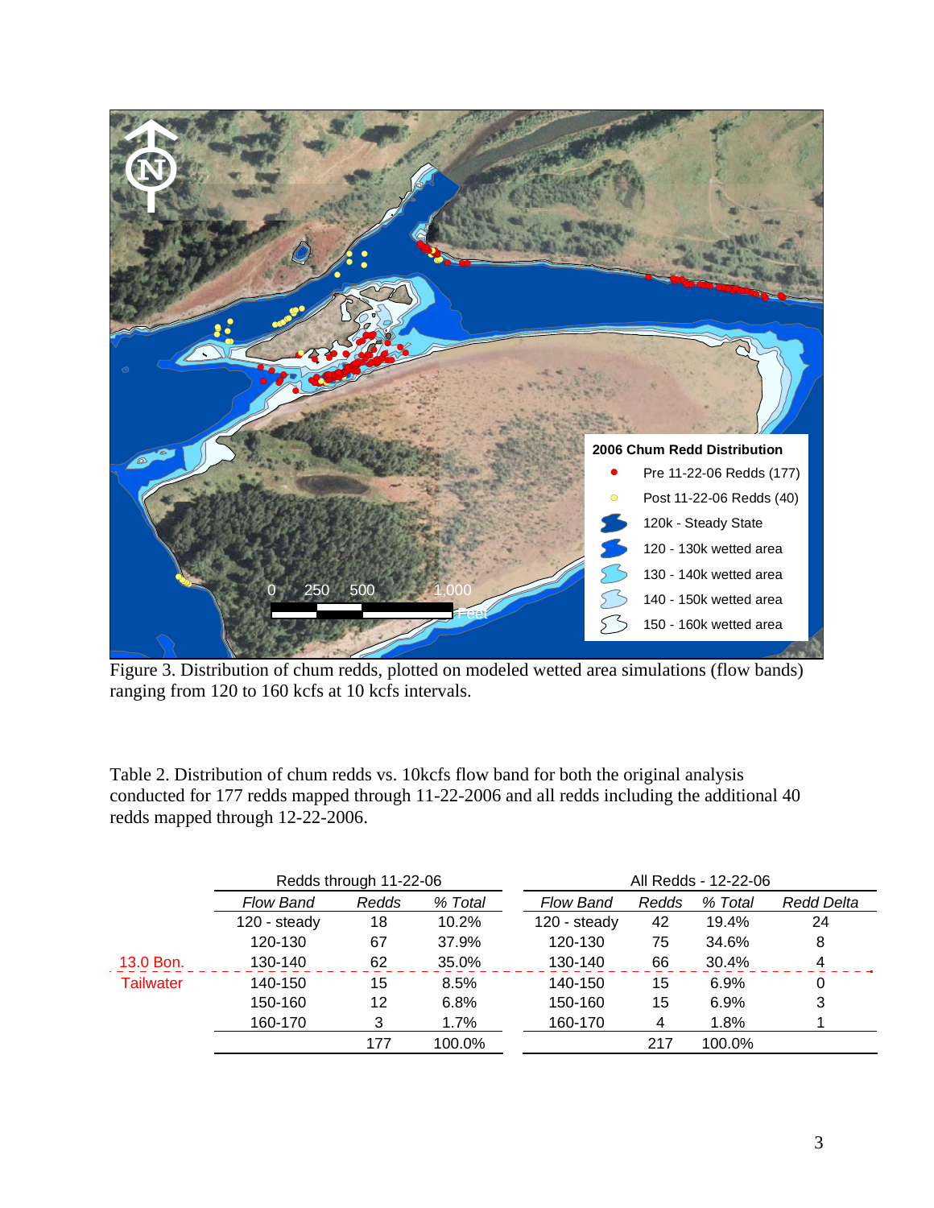Figure 3. Distribution of chum redds, plotted on modeled wetted area simulations (flow bands) ranging from 120 to 160 kcfs at 10 kcfs intervals.

Table 2. Distribution of chum redds vs. 10kcfs flow band for both the original analysis conducted for 177 redds mapped through 11-22-2006 and all redds including the additional 40 redds mapped through 12-22-2006.

| | Redds through 11-22-06 | | | All Redds - 12-22-06 | | | |
|---|---|---|---|---|---|---|---|
| | *Flow Band* | *Redds* | *% Total* | *Flow Band* | *Redds* | *% Total* | *Redd Delta* |
| | 120 - steady | 18 | 10.2% | 120 - steady | 42 | 19.4% | 24 |
| | 120-130 | 67 | 37.9% | 120-130 | 75 | 34.6% | 8 |
| 13.0 Bon. | 130-140 | 62 | 35.0% | 130-140 | 66 | 30.4% | 4 |
| Tailwater | 140-150 | 15 | 8.5% | 140-150 | 15 | 6.9% | 0 |
| | 150-160 | 12 | 6.8% | 150-160 | 15 | 6.9% | 3 |
| | 160-170 | 3 | 1.7% | 160-170 | 4 | 1.8% | 1 |
| | | 177 | 100.0% | | 217 | 100.0% | |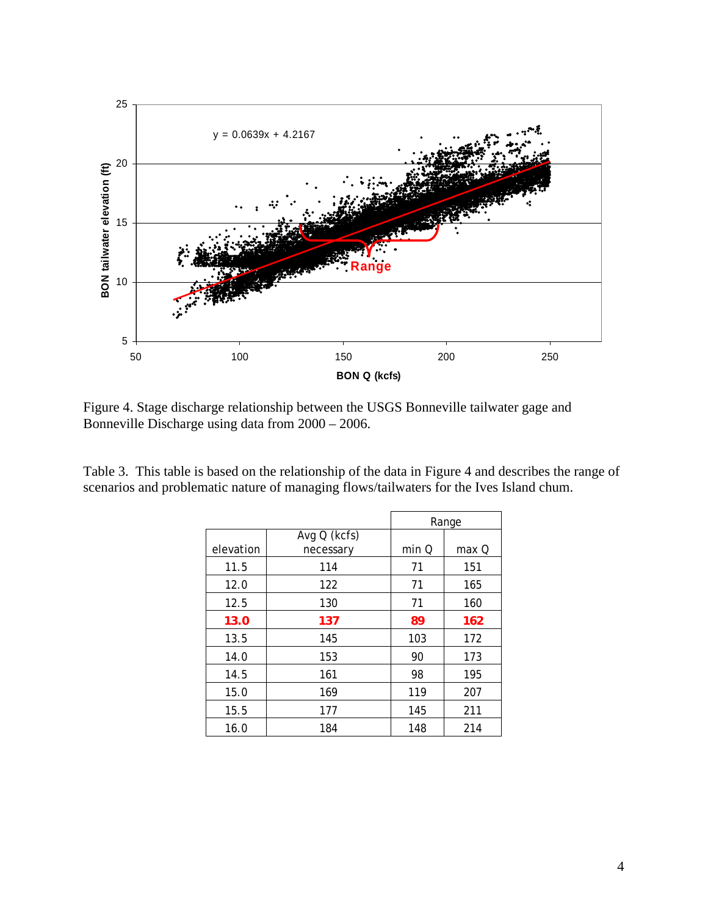25

20

15

10

5

50

100

150

200

250

BON tailwater elevation (ft)

BON Q (kcfs)

y = 0.0639x + 4.2167

Range

Figure 4. Stage discharge relationship between the USGS Bonneville tailwater gage and Bonneville Discharge using data from 2000 – 2006.

Table 3. This table is based on the relationship of the data in Figure 4 and describes the range of scenarios and problematic nature of managing flows/tailwaters for the Ives Island chum.

| | | Range | |
|---|---|---|---|
| elevation | Avg Q (kcfs) necessary | min Q | max Q |
| 11.5 | 114 | 71 | 151 |
| 12.0 | 122 | 71 | 165 |
| 12.5 | 130 | 71 | 160 |
| **13.0** | **137** | **89** | **162** |
| 13.5 | 145 | 103 | 172 |
| 14.0 | 153 | 90 | 173 |
| 14.5 | 161 | 98 | 195 |
| 15.0 | 169 | 119 | 207 |
| 15.5 | 177 | 145 | 211 |
| 16.0 | 184 | 148 | 214 |